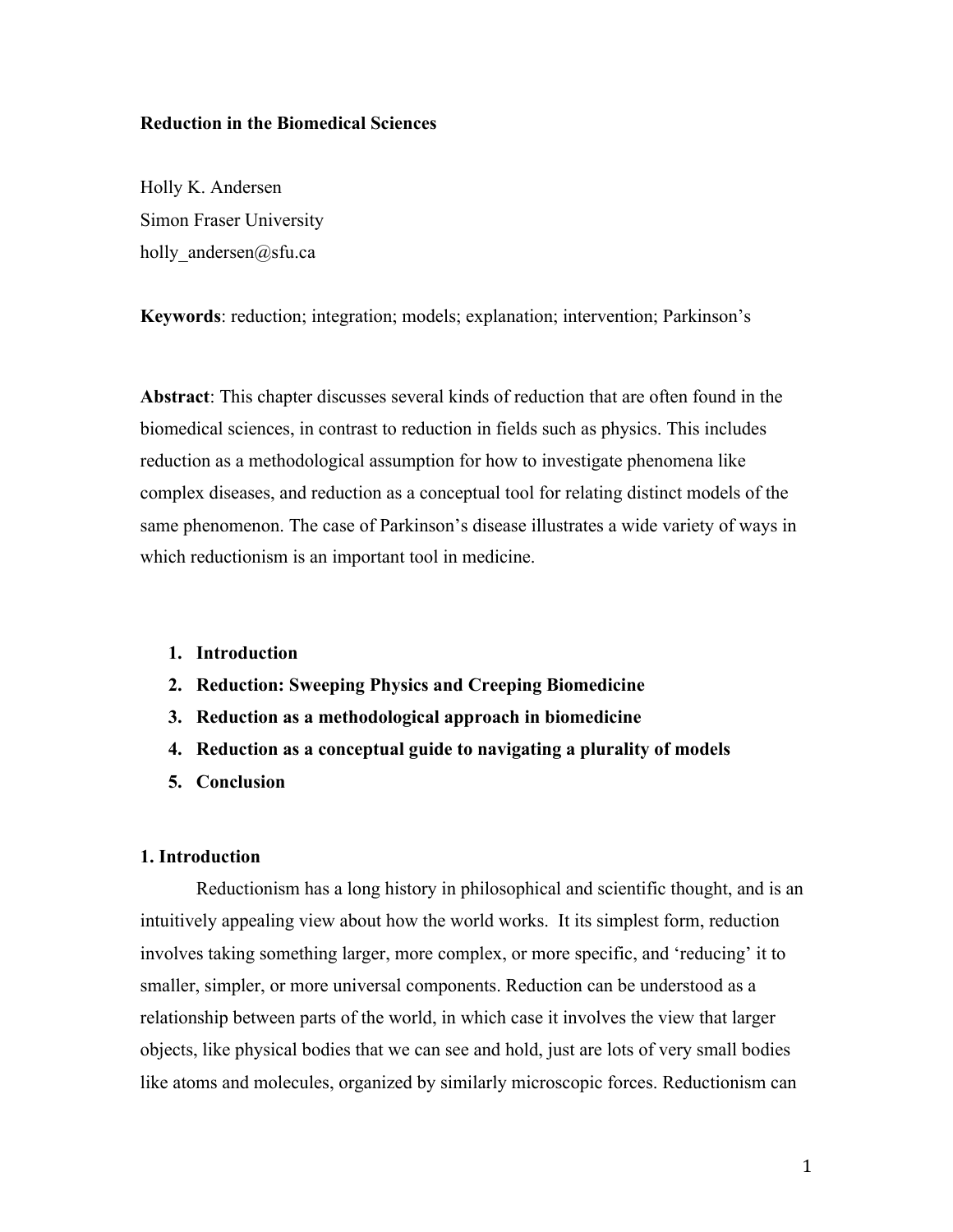**Reduction in the Biomedical Sciences**

Holly K. Andersen
Simon Fraser University
holly_andersen@sfu.ca

**Keywords**: reduction; integration; models; explanation; intervention; Parkinson's

**Abstract**: This chapter discusses several kinds of reduction that are often found in the biomedical sciences, in contrast to reduction in fields such as physics. This includes reduction as a methodological assumption for how to investigate phenomena like complex diseases, and reduction as a conceptual tool for relating distinct models of the same phenomenon. The case of Parkinson's disease illustrates a wide variety of ways in which reductionism is an important tool in medicine.

1. **Introduction**
2. **Reduction: Sweeping Physics and Creeping Biomedicine**
3. **Reduction as a methodological approach in biomedicine**
4. **Reduction as a conceptual guide to navigating a plurality of models**
5. **Conclusion**

## 1. Introduction

Reductionism has a long history in philosophical and scientific thought, and is an intuitively appealing view about how the world works. It its simplest form, reduction involves taking something larger, more complex, or more specific, and 'reducing' it to smaller, simpler, or more universal components. Reduction can be understood as a relationship between parts of the world, in which case it involves the view that larger objects, like physical bodies that we can see and hold, just are lots of very small bodies like atoms and molecules, organized by similarly microscopic forces. Reductionism can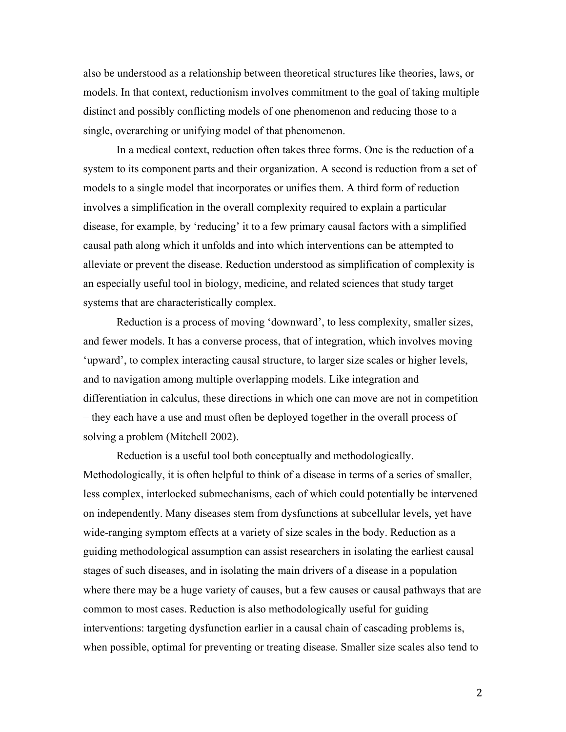also be understood as a relationship between theoretical structures like theories, laws, or models. In that context, reductionism involves commitment to the goal of taking multiple distinct and possibly conflicting models of one phenomenon and reducing those to a single, overarching or unifying model of that phenomenon.

In a medical context, reduction often takes three forms. One is the reduction of a system to its component parts and their organization. A second is reduction from a set of models to a single model that incorporates or unifies them. A third form of reduction involves a simplification in the overall complexity required to explain a particular disease, for example, by 'reducing' it to a few primary causal factors with a simplified causal path along which it unfolds and into which interventions can be attempted to alleviate or prevent the disease. Reduction understood as simplification of complexity is an especially useful tool in biology, medicine, and related sciences that study target systems that are characteristically complex.

Reduction is a process of moving 'downward', to less complexity, smaller sizes, and fewer models. It has a converse process, that of integration, which involves moving 'upward', to complex interacting causal structure, to larger size scales or higher levels, and to navigation among multiple overlapping models. Like integration and differentiation in calculus, these directions in which one can move are not in competition – they each have a use and must often be deployed together in the overall process of solving a problem (Mitchell 2002).

Reduction is a useful tool both conceptually and methodologically. Methodologically, it is often helpful to think of a disease in terms of a series of smaller, less complex, interlocked submechanisms, each of which could potentially be intervened on independently. Many diseases stem from dysfunctions at subcellular levels, yet have wide-ranging symptom effects at a variety of size scales in the body. Reduction as a guiding methodological assumption can assist researchers in isolating the earliest causal stages of such diseases, and in isolating the main drivers of a disease in a population where there may be a huge variety of causes, but a few causes or causal pathways that are common to most cases. Reduction is also methodologically useful for guiding interventions: targeting dysfunction earlier in a causal chain of cascading problems is, when possible, optimal for preventing or treating disease. Smaller size scales also tend to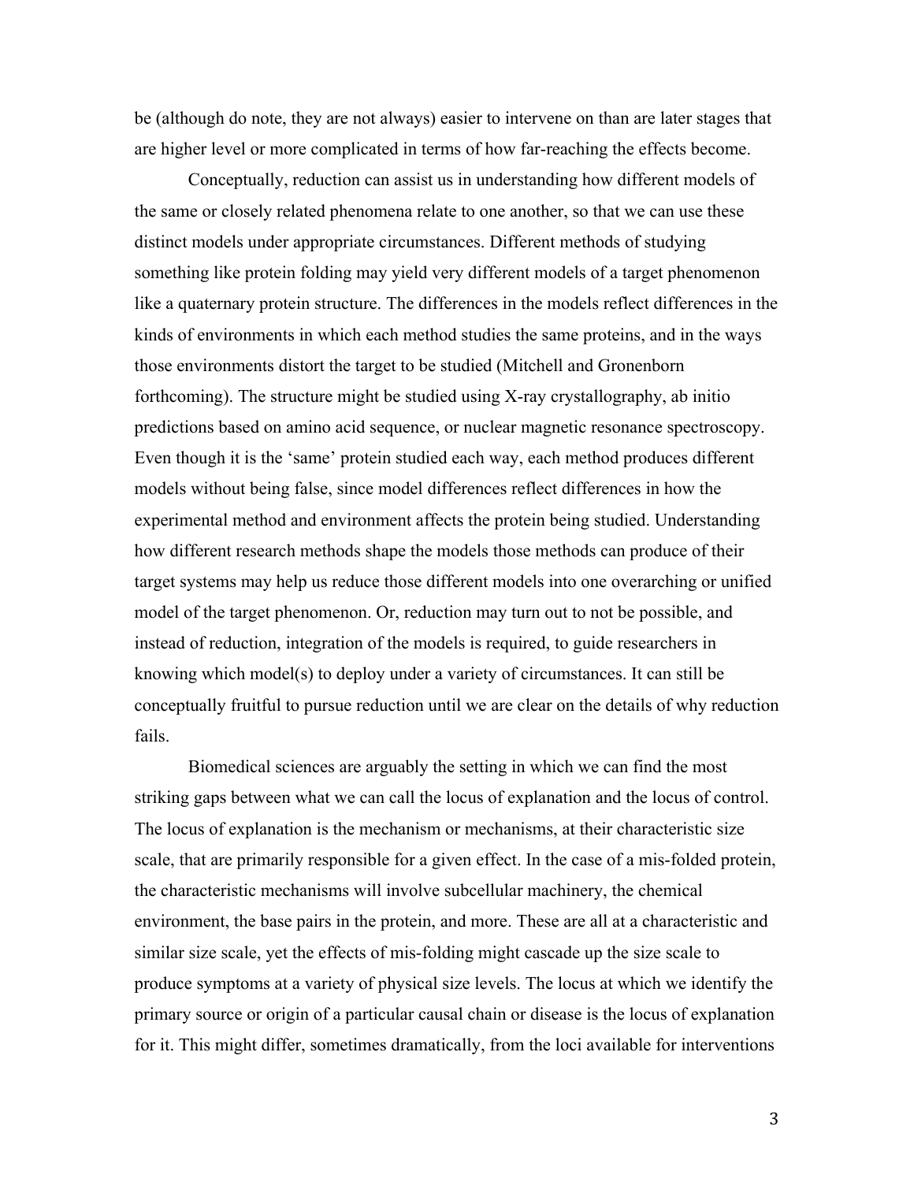be (although do note, they are not always) easier to intervene on than are later stages that are higher level or more complicated in terms of how far-reaching the effects become.

Conceptually, reduction can assist us in understanding how different models of the same or closely related phenomena relate to one another, so that we can use these distinct models under appropriate circumstances. Different methods of studying something like protein folding may yield very different models of a target phenomenon like a quaternary protein structure. The differences in the models reflect differences in the kinds of environments in which each method studies the same proteins, and in the ways those environments distort the target to be studied (Mitchell and Gronenborn forthcoming). The structure might be studied using X-ray crystallography, ab initio predictions based on amino acid sequence, or nuclear magnetic resonance spectroscopy. Even though it is the 'same' protein studied each way, each method produces different models without being false, since model differences reflect differences in how the experimental method and environment affects the protein being studied. Understanding how different research methods shape the models those methods can produce of their target systems may help us reduce those different models into one overarching or unified model of the target phenomenon. Or, reduction may turn out to not be possible, and instead of reduction, integration of the models is required, to guide researchers in knowing which model(s) to deploy under a variety of circumstances. It can still be conceptually fruitful to pursue reduction until we are clear on the details of why reduction fails.

Biomedical sciences are arguably the setting in which we can find the most striking gaps between what we can call the locus of explanation and the locus of control. The locus of explanation is the mechanism or mechanisms, at their characteristic size scale, that are primarily responsible for a given effect. In the case of a mis-folded protein, the characteristic mechanisms will involve subcellular machinery, the chemical environment, the base pairs in the protein, and more. These are all at a characteristic and similar size scale, yet the effects of mis-folding might cascade up the size scale to produce symptoms at a variety of physical size levels. The locus at which we identify the primary source or origin of a particular causal chain or disease is the locus of explanation for it. This might differ, sometimes dramatically, from the loci available for interventions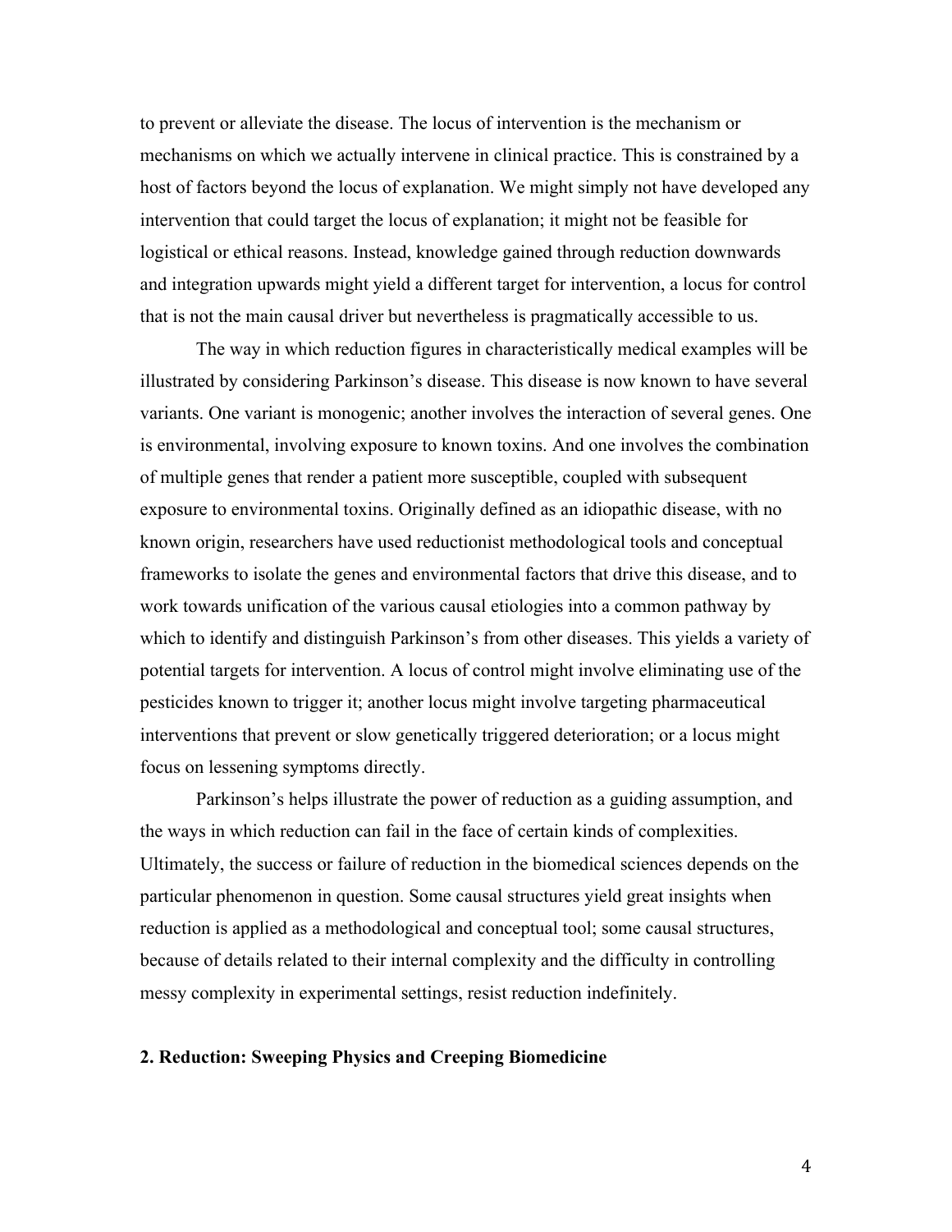to prevent or alleviate the disease. The locus of intervention is the mechanism or mechanisms on which we actually intervene in clinical practice. This is constrained by a host of factors beyond the locus of explanation. We might simply not have developed any intervention that could target the locus of explanation; it might not be feasible for logistical or ethical reasons. Instead, knowledge gained through reduction downwards and integration upwards might yield a different target for intervention, a locus for control that is not the main causal driver but nevertheless is pragmatically accessible to us.

The way in which reduction figures in characteristically medical examples will be illustrated by considering Parkinson's disease. This disease is now known to have several variants. One variant is monogenic; another involves the interaction of several genes. One is environmental, involving exposure to known toxins. And one involves the combination of multiple genes that render a patient more susceptible, coupled with subsequent exposure to environmental toxins. Originally defined as an idiopathic disease, with no known origin, researchers have used reductionist methodological tools and conceptual frameworks to isolate the genes and environmental factors that drive this disease, and to work towards unification of the various causal etiologies into a common pathway by which to identify and distinguish Parkinson's from other diseases. This yields a variety of potential targets for intervention. A locus of control might involve eliminating use of the pesticides known to trigger it; another locus might involve targeting pharmaceutical interventions that prevent or slow genetically triggered deterioration; or a locus might focus on lessening symptoms directly.

Parkinson's helps illustrate the power of reduction as a guiding assumption, and the ways in which reduction can fail in the face of certain kinds of complexities. Ultimately, the success or failure of reduction in the biomedical sciences depends on the particular phenomenon in question. Some causal structures yield great insights when reduction is applied as a methodological and conceptual tool; some causal structures, because of details related to their internal complexity and the difficulty in controlling messy complexity in experimental settings, resist reduction indefinitely.

## 2. Reduction: Sweeping Physics and Creeping Biomedicine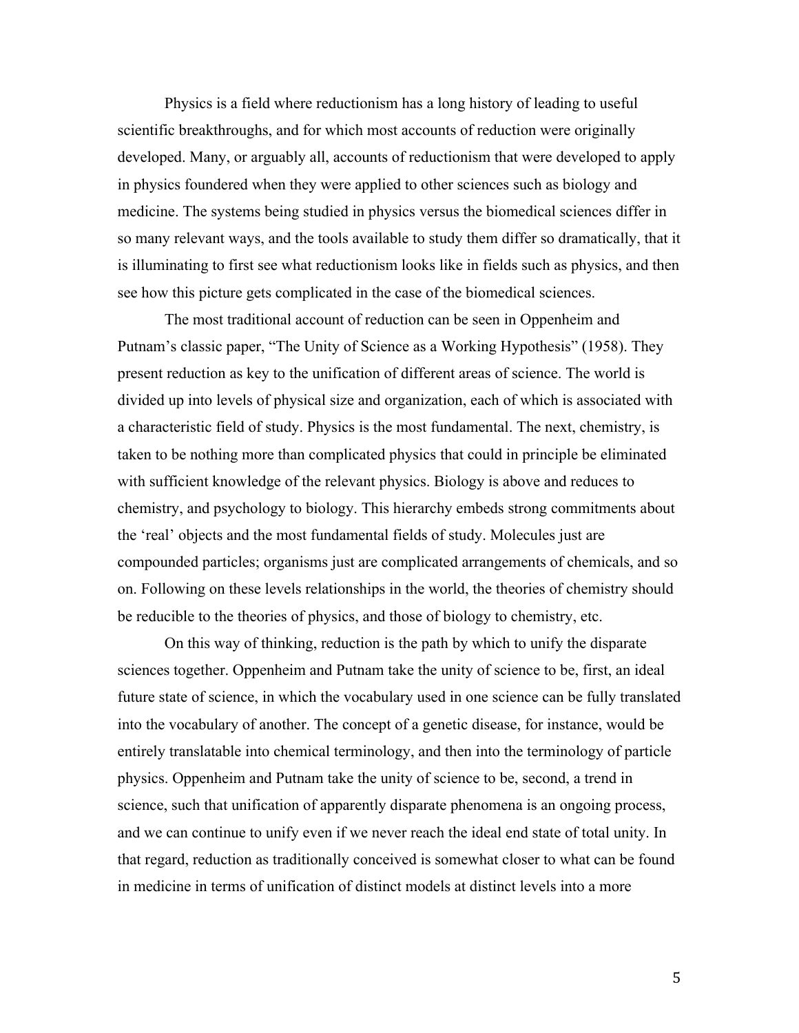Physics is a field where reductionism has a long history of leading to useful scientific breakthroughs, and for which most accounts of reduction were originally developed. Many, or arguably all, accounts of reductionism that were developed to apply in physics foundered when they were applied to other sciences such as biology and medicine. The systems being studied in physics versus the biomedical sciences differ in so many relevant ways, and the tools available to study them differ so dramatically, that it is illuminating to first see what reductionism looks like in fields such as physics, and then see how this picture gets complicated in the case of the biomedical sciences.

The most traditional account of reduction can be seen in Oppenheim and Putnam's classic paper, "The Unity of Science as a Working Hypothesis" (1958). They present reduction as key to the unification of different areas of science. The world is divided up into levels of physical size and organization, each of which is associated with a characteristic field of study. Physics is the most fundamental. The next, chemistry, is taken to be nothing more than complicated physics that could in principle be eliminated with sufficient knowledge of the relevant physics. Biology is above and reduces to chemistry, and psychology to biology. This hierarchy embeds strong commitments about the 'real' objects and the most fundamental fields of study. Molecules just are compounded particles; organisms just are complicated arrangements of chemicals, and so on. Following on these levels relationships in the world, the theories of chemistry should be reducible to the theories of physics, and those of biology to chemistry, etc.

On this way of thinking, reduction is the path by which to unify the disparate sciences together. Oppenheim and Putnam take the unity of science to be, first, an ideal future state of science, in which the vocabulary used in one science can be fully translated into the vocabulary of another. The concept of a genetic disease, for instance, would be entirely translatable into chemical terminology, and then into the terminology of particle physics. Oppenheim and Putnam take the unity of science to be, second, a trend in science, such that unification of apparently disparate phenomena is an ongoing process, and we can continue to unify even if we never reach the ideal end state of total unity. In that regard, reduction as traditionally conceived is somewhat closer to what can be found in medicine in terms of unification of distinct models at distinct levels into a more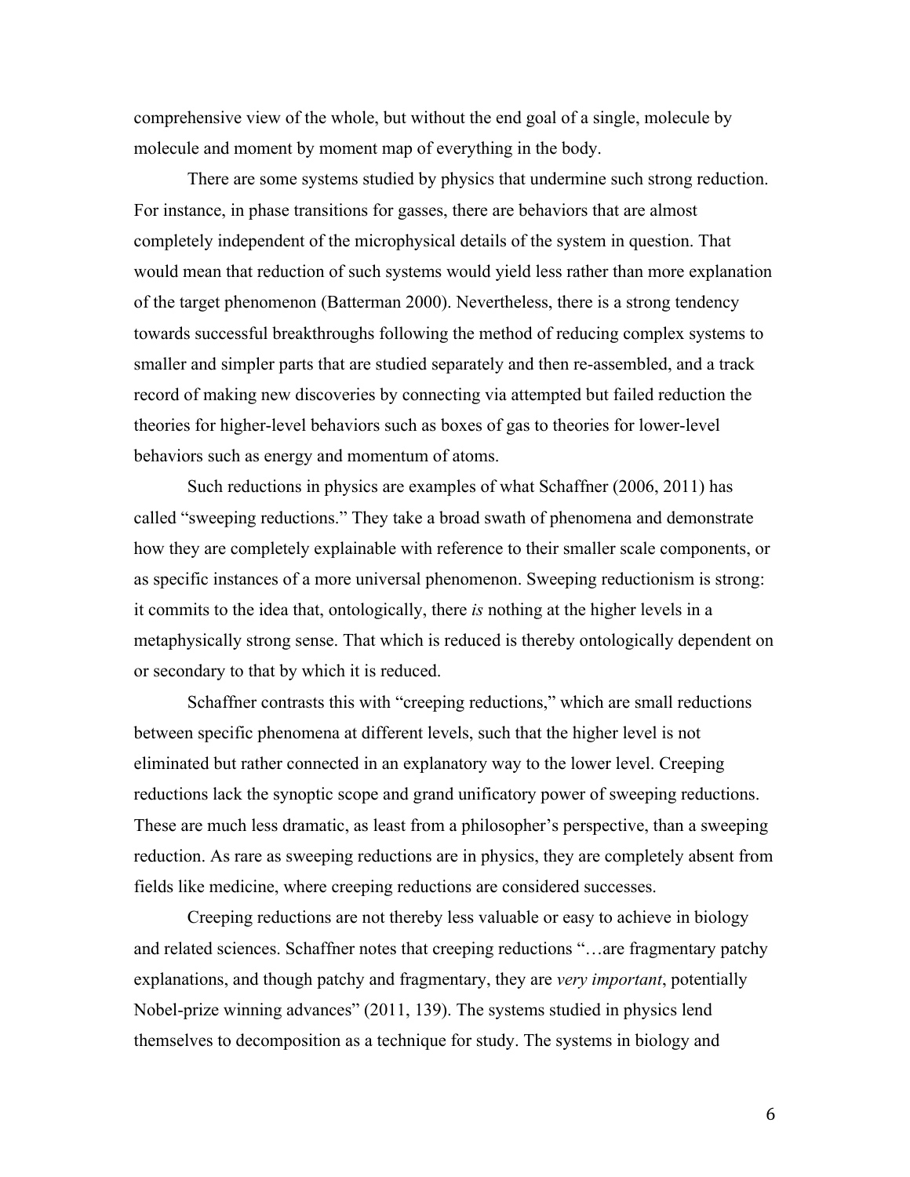comprehensive view of the whole, but without the end goal of a single, molecule by molecule and moment by moment map of everything in the body.

There are some systems studied by physics that undermine such strong reduction. For instance, in phase transitions for gasses, there are behaviors that are almost completely independent of the microphysical details of the system in question. That would mean that reduction of such systems would yield less rather than more explanation of the target phenomenon (Batterman 2000). Nevertheless, there is a strong tendency towards successful breakthroughs following the method of reducing complex systems to smaller and simpler parts that are studied separately and then re-assembled, and a track record of making new discoveries by connecting via attempted but failed reduction the theories for higher-level behaviors such as boxes of gas to theories for lower-level behaviors such as energy and momentum of atoms.

Such reductions in physics are examples of what Schaffner (2006, 2011) has called "sweeping reductions." They take a broad swath of phenomena and demonstrate how they are completely explainable with reference to their smaller scale components, or as specific instances of a more universal phenomenon. Sweeping reductionism is strong: it commits to the idea that, ontologically, there *is* nothing at the higher levels in a metaphysically strong sense. That which is reduced is thereby ontologically dependent on or secondary to that by which it is reduced.

Schaffner contrasts this with "creeping reductions," which are small reductions between specific phenomena at different levels, such that the higher level is not eliminated but rather connected in an explanatory way to the lower level. Creeping reductions lack the synoptic scope and grand unificatory power of sweeping reductions. These are much less dramatic, as least from a philosopher's perspective, than a sweeping reduction. As rare as sweeping reductions are in physics, they are completely absent from fields like medicine, where creeping reductions are considered successes.

Creeping reductions are not thereby less valuable or easy to achieve in biology and related sciences. Schaffner notes that creeping reductions "…are fragmentary patchy explanations, and though patchy and fragmentary, they are *very important*, potentially Nobel-prize winning advances" (2011, 139). The systems studied in physics lend themselves to decomposition as a technique for study. The systems in biology and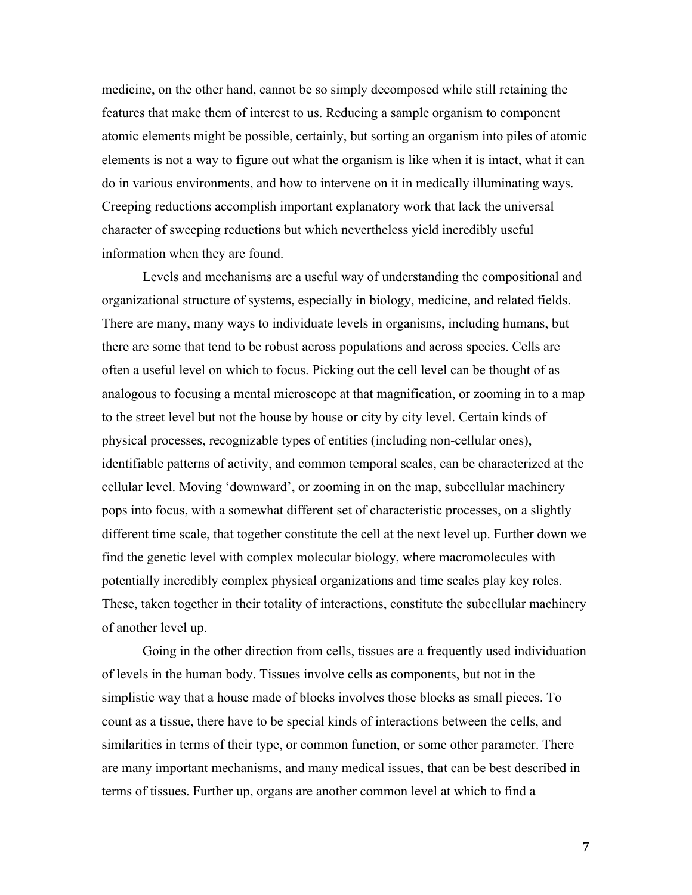medicine, on the other hand, cannot be so simply decomposed while still retaining the features that make them of interest to us. Reducing a sample organism to component atomic elements might be possible, certainly, but sorting an organism into piles of atomic elements is not a way to figure out what the organism is like when it is intact, what it can do in various environments, and how to intervene on it in medically illuminating ways. Creeping reductions accomplish important explanatory work that lack the universal character of sweeping reductions but which nevertheless yield incredibly useful information when they are found.

Levels and mechanisms are a useful way of understanding the compositional and organizational structure of systems, especially in biology, medicine, and related fields. There are many, many ways to individuate levels in organisms, including humans, but there are some that tend to be robust across populations and across species. Cells are often a useful level on which to focus. Picking out the cell level can be thought of as analogous to focusing a mental microscope at that magnification, or zooming in to a map to the street level but not the house by house or city by city level. Certain kinds of physical processes, recognizable types of entities (including non-cellular ones), identifiable patterns of activity, and common temporal scales, can be characterized at the cellular level. Moving 'downward', or zooming in on the map, subcellular machinery pops into focus, with a somewhat different set of characteristic processes, on a slightly different time scale, that together constitute the cell at the next level up. Further down we find the genetic level with complex molecular biology, where macromolecules with potentially incredibly complex physical organizations and time scales play key roles. These, taken together in their totality of interactions, constitute the subcellular machinery of another level up.

Going in the other direction from cells, tissues are a frequently used individuation of levels in the human body. Tissues involve cells as components, but not in the simplistic way that a house made of blocks involves those blocks as small pieces. To count as a tissue, there have to be special kinds of interactions between the cells, and similarities in terms of their type, or common function, or some other parameter. There are many important mechanisms, and many medical issues, that can be best described in terms of tissues. Further up, organs are another common level at which to find a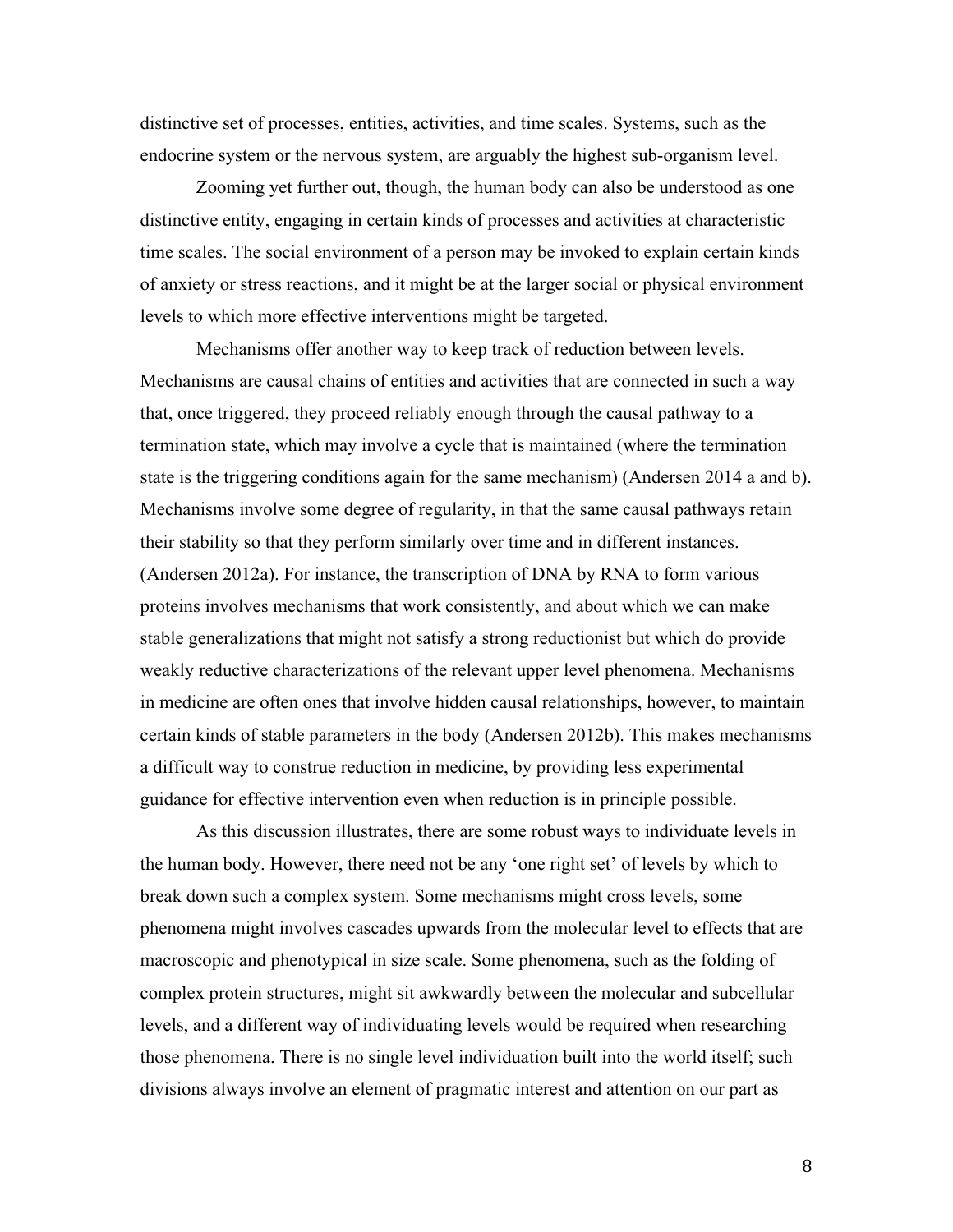distinctive set of processes, entities, activities, and time scales. Systems, such as the endocrine system or the nervous system, are arguably the highest sub-organism level.

Zooming yet further out, though, the human body can also be understood as one distinctive entity, engaging in certain kinds of processes and activities at characteristic time scales. The social environment of a person may be invoked to explain certain kinds of anxiety or stress reactions, and it might be at the larger social or physical environment levels to which more effective interventions might be targeted.

Mechanisms offer another way to keep track of reduction between levels. Mechanisms are causal chains of entities and activities that are connected in such a way that, once triggered, they proceed reliably enough through the causal pathway to a termination state, which may involve a cycle that is maintained (where the termination state is the triggering conditions again for the same mechanism) (Andersen 2014 a and b). Mechanisms involve some degree of regularity, in that the same causal pathways retain their stability so that they perform similarly over time and in different instances. (Andersen 2012a). For instance, the transcription of DNA by RNA to form various proteins involves mechanisms that work consistently, and about which we can make stable generalizations that might not satisfy a strong reductionist but which do provide weakly reductive characterizations of the relevant upper level phenomena. Mechanisms in medicine are often ones that involve hidden causal relationships, however, to maintain certain kinds of stable parameters in the body (Andersen 2012b). This makes mechanisms a difficult way to construe reduction in medicine, by providing less experimental guidance for effective intervention even when reduction is in principle possible.

As this discussion illustrates, there are some robust ways to individuate levels in the human body. However, there need not be any 'one right set' of levels by which to break down such a complex system. Some mechanisms might cross levels, some phenomena might involves cascades upwards from the molecular level to effects that are macroscopic and phenotypical in size scale. Some phenomena, such as the folding of complex protein structures, might sit awkwardly between the molecular and subcellular levels, and a different way of individuating levels would be required when researching those phenomena. There is no single level individuation built into the world itself; such divisions always involve an element of pragmatic interest and attention on our part as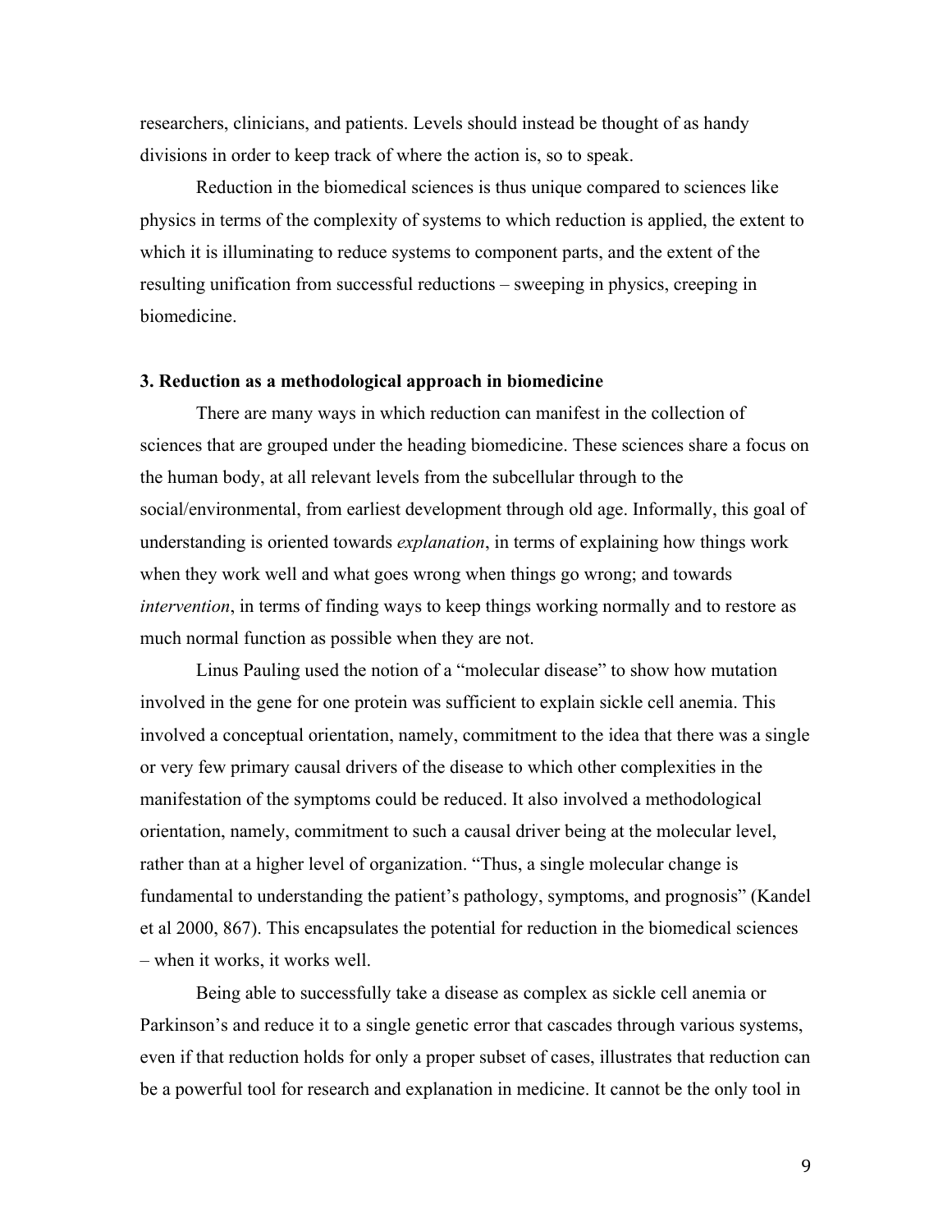researchers, clinicians, and patients. Levels should instead be thought of as handy divisions in order to keep track of where the action is, so to speak.

Reduction in the biomedical sciences is thus unique compared to sciences like physics in terms of the complexity of systems to which reduction is applied, the extent to which it is illuminating to reduce systems to component parts, and the extent of the resulting unification from successful reductions – sweeping in physics, creeping in biomedicine.

### 3. Reduction as a methodological approach in biomedicine

There are many ways in which reduction can manifest in the collection of sciences that are grouped under the heading biomedicine. These sciences share a focus on the human body, at all relevant levels from the subcellular through to the social/environmental, from earliest development through old age. Informally, this goal of understanding is oriented towards *explanation*, in terms of explaining how things work when they work well and what goes wrong when things go wrong; and towards *intervention*, in terms of finding ways to keep things working normally and to restore as much normal function as possible when they are not.

Linus Pauling used the notion of a "molecular disease" to show how mutation involved in the gene for one protein was sufficient to explain sickle cell anemia. This involved a conceptual orientation, namely, commitment to the idea that there was a single or very few primary causal drivers of the disease to which other complexities in the manifestation of the symptoms could be reduced. It also involved a methodological orientation, namely, commitment to such a causal driver being at the molecular level, rather than at a higher level of organization. "Thus, a single molecular change is fundamental to understanding the patient's pathology, symptoms, and prognosis" (Kandel et al 2000, 867). This encapsulates the potential for reduction in the biomedical sciences – when it works, it works well.

Being able to successfully take a disease as complex as sickle cell anemia or Parkinson's and reduce it to a single genetic error that cascades through various systems, even if that reduction holds for only a proper subset of cases, illustrates that reduction can be a powerful tool for research and explanation in medicine. It cannot be the only tool in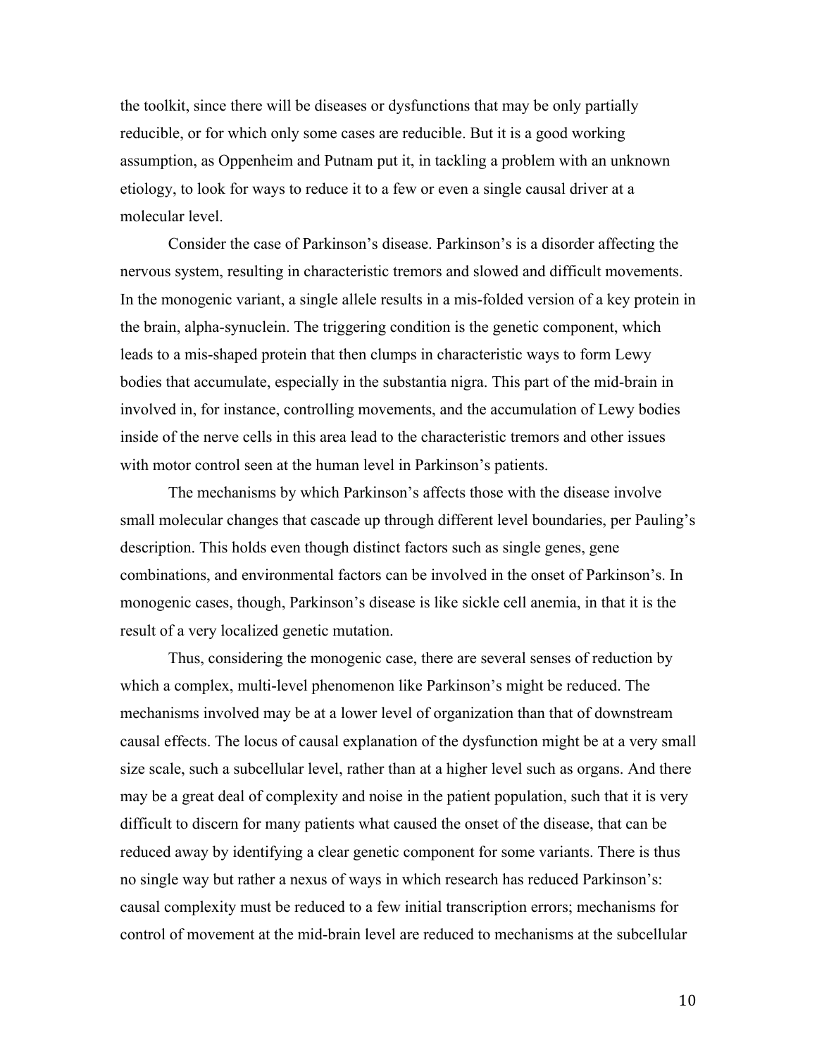the toolkit, since there will be diseases or dysfunctions that may be only partially reducible, or for which only some cases are reducible. But it is a good working assumption, as Oppenheim and Putnam put it, in tackling a problem with an unknown etiology, to look for ways to reduce it to a few or even a single causal driver at a molecular level.

Consider the case of Parkinson's disease. Parkinson's is a disorder affecting the nervous system, resulting in characteristic tremors and slowed and difficult movements. In the monogenic variant, a single allele results in a mis-folded version of a key protein in the brain, alpha-synuclein. The triggering condition is the genetic component, which leads to a mis-shaped protein that then clumps in characteristic ways to form Lewy bodies that accumulate, especially in the substantia nigra. This part of the mid-brain in involved in, for instance, controlling movements, and the accumulation of Lewy bodies inside of the nerve cells in this area lead to the characteristic tremors and other issues with motor control seen at the human level in Parkinson's patients.

The mechanisms by which Parkinson's affects those with the disease involve small molecular changes that cascade up through different level boundaries, per Pauling's description. This holds even though distinct factors such as single genes, gene combinations, and environmental factors can be involved in the onset of Parkinson's. In monogenic cases, though, Parkinson's disease is like sickle cell anemia, in that it is the result of a very localized genetic mutation.

Thus, considering the monogenic case, there are several senses of reduction by which a complex, multi-level phenomenon like Parkinson's might be reduced. The mechanisms involved may be at a lower level of organization than that of downstream causal effects. The locus of causal explanation of the dysfunction might be at a very small size scale, such a subcellular level, rather than at a higher level such as organs. And there may be a great deal of complexity and noise in the patient population, such that it is very difficult to discern for many patients what caused the onset of the disease, that can be reduced away by identifying a clear genetic component for some variants. There is thus no single way but rather a nexus of ways in which research has reduced Parkinson's: causal complexity must be reduced to a few initial transcription errors; mechanisms for control of movement at the mid-brain level are reduced to mechanisms at the subcellular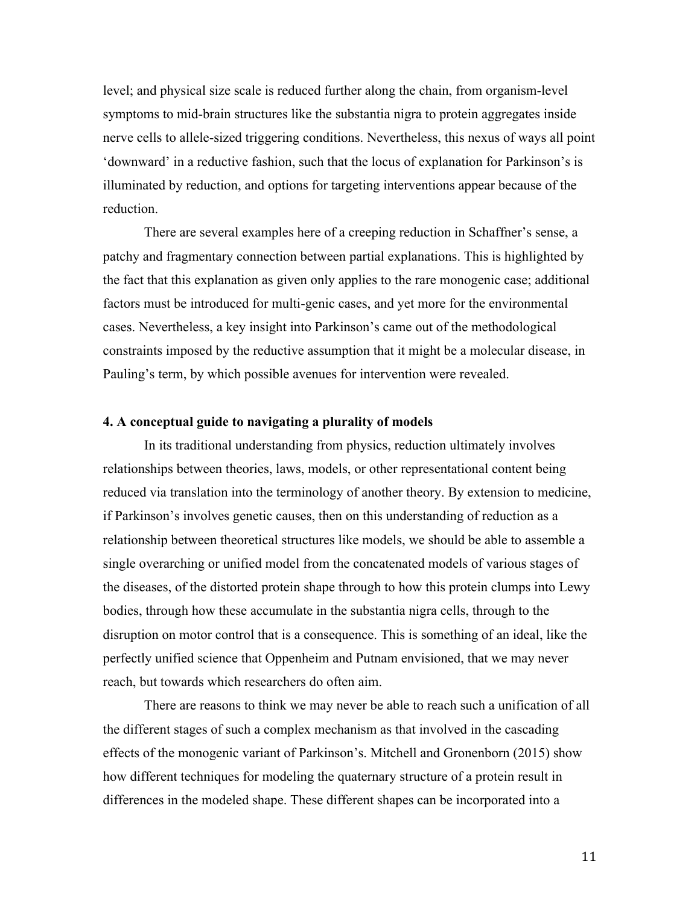level; and physical size scale is reduced further along the chain, from organism-level symptoms to mid-brain structures like the substantia nigra to protein aggregates inside nerve cells to allele-sized triggering conditions. Nevertheless, this nexus of ways all point 'downward' in a reductive fashion, such that the locus of explanation for Parkinson's is illuminated by reduction, and options for targeting interventions appear because of the reduction.

There are several examples here of a creeping reduction in Schaffner's sense, a patchy and fragmentary connection between partial explanations. This is highlighted by the fact that this explanation as given only applies to the rare monogenic case; additional factors must be introduced for multi-genic cases, and yet more for the environmental cases. Nevertheless, a key insight into Parkinson's came out of the methodological constraints imposed by the reductive assumption that it might be a molecular disease, in Pauling's term, by which possible avenues for intervention were revealed.

### 4. A conceptual guide to navigating a plurality of models

In its traditional understanding from physics, reduction ultimately involves relationships between theories, laws, models, or other representational content being reduced via translation into the terminology of another theory. By extension to medicine, if Parkinson's involves genetic causes, then on this understanding of reduction as a relationship between theoretical structures like models, we should be able to assemble a single overarching or unified model from the concatenated models of various stages of the diseases, of the distorted protein shape through to how this protein clumps into Lewy bodies, through how these accumulate in the substantia nigra cells, through to the disruption on motor control that is a consequence. This is something of an ideal, like the perfectly unified science that Oppenheim and Putnam envisioned, that we may never reach, but towards which researchers do often aim.

There are reasons to think we may never be able to reach such a unification of all the different stages of such a complex mechanism as that involved in the cascading effects of the monogenic variant of Parkinson's. Mitchell and Gronenborn (2015) show how different techniques for modeling the quaternary structure of a protein result in differences in the modeled shape. These different shapes can be incorporated into a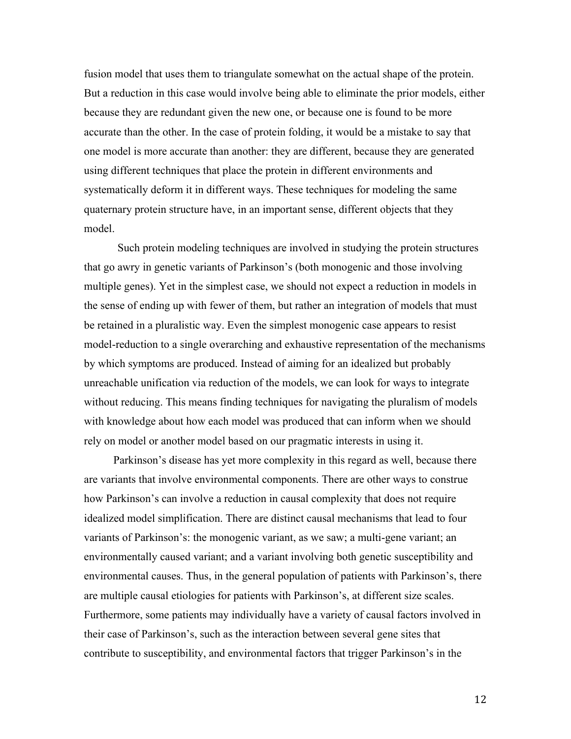fusion model that uses them to triangulate somewhat on the actual shape of the protein. But a reduction in this case would involve being able to eliminate the prior models, either because they are redundant given the new one, or because one is found to be more accurate than the other. In the case of protein folding, it would be a mistake to say that one model is more accurate than another: they are different, because they are generated using different techniques that place the protein in different environments and systematically deform it in different ways. These techniques for modeling the same quaternary protein structure have, in an important sense, different objects that they model.

Such protein modeling techniques are involved in studying the protein structures that go awry in genetic variants of Parkinson's (both monogenic and those involving multiple genes). Yet in the simplest case, we should not expect a reduction in models in the sense of ending up with fewer of them, but rather an integration of models that must be retained in a pluralistic way. Even the simplest monogenic case appears to resist model-reduction to a single overarching and exhaustive representation of the mechanisms by which symptoms are produced. Instead of aiming for an idealized but probably unreachable unification via reduction of the models, we can look for ways to integrate without reducing. This means finding techniques for navigating the pluralism of models with knowledge about how each model was produced that can inform when we should rely on model or another model based on our pragmatic interests in using it.

Parkinson's disease has yet more complexity in this regard as well, because there are variants that involve environmental components. There are other ways to construe how Parkinson's can involve a reduction in causal complexity that does not require idealized model simplification. There are distinct causal mechanisms that lead to four variants of Parkinson's: the monogenic variant, as we saw; a multi-gene variant; an environmentally caused variant; and a variant involving both genetic susceptibility and environmental causes. Thus, in the general population of patients with Parkinson's, there are multiple causal etiologies for patients with Parkinson's, at different size scales. Furthermore, some patients may individually have a variety of causal factors involved in their case of Parkinson's, such as the interaction between several gene sites that contribute to susceptibility, and environmental factors that trigger Parkinson's in the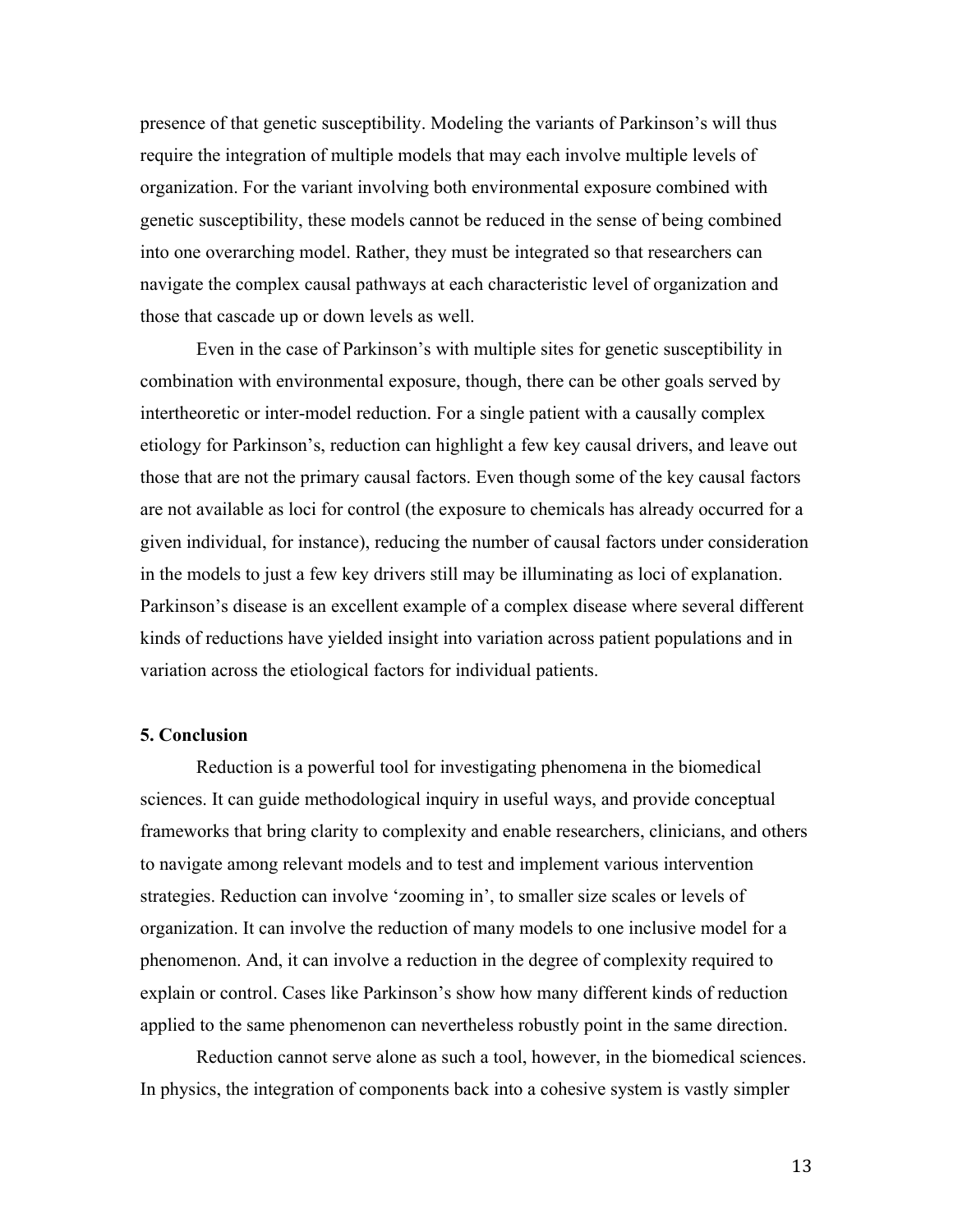presence of that genetic susceptibility. Modeling the variants of Parkinson's will thus require the integration of multiple models that may each involve multiple levels of organization. For the variant involving both environmental exposure combined with genetic susceptibility, these models cannot be reduced in the sense of being combined into one overarching model. Rather, they must be integrated so that researchers can navigate the complex causal pathways at each characteristic level of organization and those that cascade up or down levels as well.

Even in the case of Parkinson's with multiple sites for genetic susceptibility in combination with environmental exposure, though, there can be other goals served by intertheoretic or inter-model reduction. For a single patient with a causally complex etiology for Parkinson's, reduction can highlight a few key causal drivers, and leave out those that are not the primary causal factors. Even though some of the key causal factors are not available as loci for control (the exposure to chemicals has already occurred for a given individual, for instance), reducing the number of causal factors under consideration in the models to just a few key drivers still may be illuminating as loci of explanation. Parkinson's disease is an excellent example of a complex disease where several different kinds of reductions have yielded insight into variation across patient populations and in variation across the etiological factors for individual patients.

## 5. Conclusion

Reduction is a powerful tool for investigating phenomena in the biomedical sciences. It can guide methodological inquiry in useful ways, and provide conceptual frameworks that bring clarity to complexity and enable researchers, clinicians, and others to navigate among relevant models and to test and implement various intervention strategies. Reduction can involve 'zooming in', to smaller size scales or levels of organization. It can involve the reduction of many models to one inclusive model for a phenomenon. And, it can involve a reduction in the degree of complexity required to explain or control. Cases like Parkinson's show how many different kinds of reduction applied to the same phenomenon can nevertheless robustly point in the same direction.

Reduction cannot serve alone as such a tool, however, in the biomedical sciences. In physics, the integration of components back into a cohesive system is vastly simpler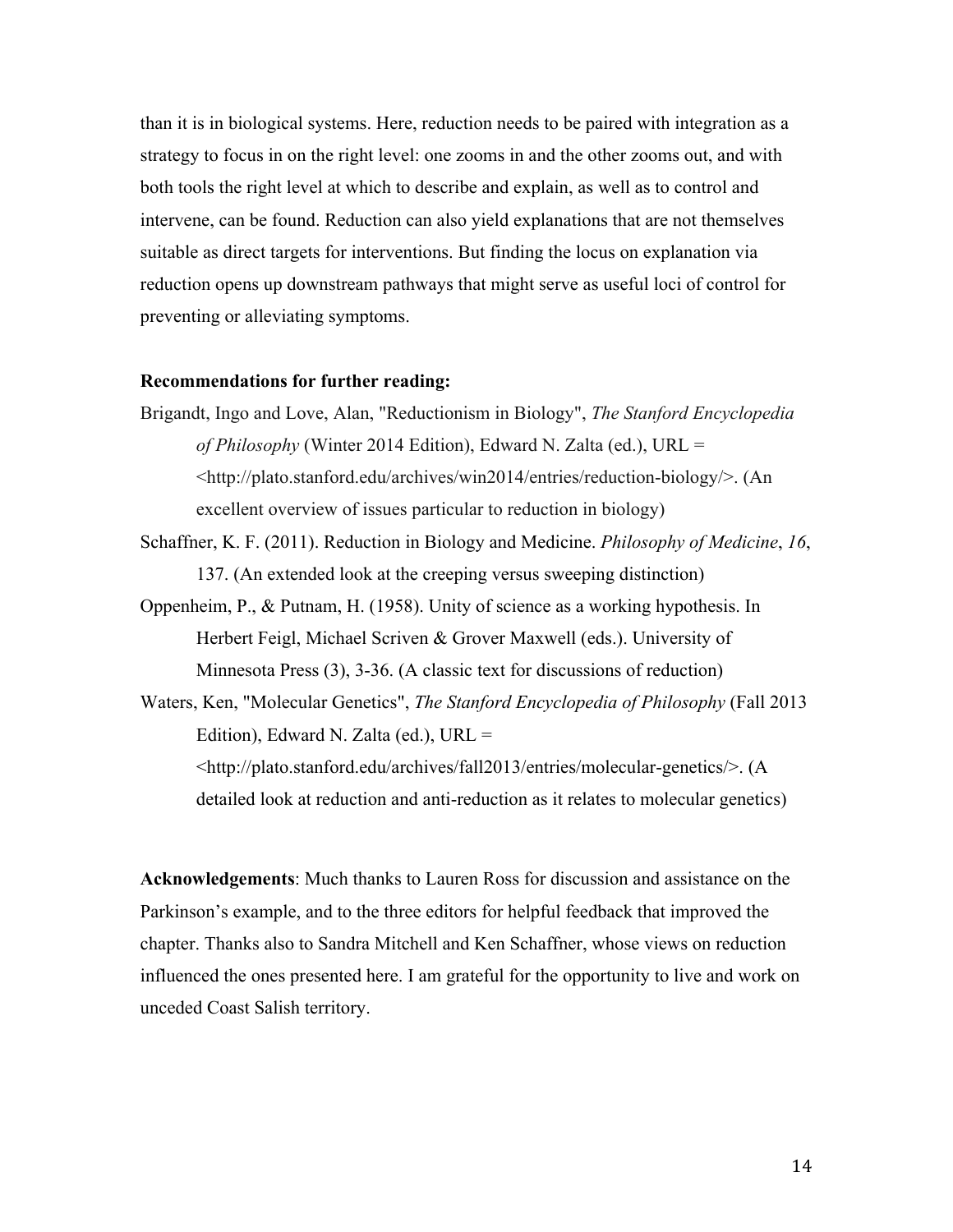than it is in biological systems. Here, reduction needs to be paired with integration as a strategy to focus in on the right level: one zooms in and the other zooms out, and with both tools the right level at which to describe and explain, as well as to control and intervene, can be found. Reduction can also yield explanations that are not themselves suitable as direct targets for interventions. But finding the locus on explanation via reduction opens up downstream pathways that might serve as useful loci of control for preventing or alleviating symptoms.

**Recommendations for further reading:**

Brigandt, Ingo and Love, Alan, "Reductionism in Biology", *The Stanford Encyclopedia of Philosophy* (Winter 2014 Edition), Edward N. Zalta (ed.), URL = <http://plato.stanford.edu/archives/win2014/entries/reduction-biology/>. (An excellent overview of issues particular to reduction in biology)

Schaffner, K. F. (2011). Reduction in Biology and Medicine. *Philosophy of Medicine*, *16*, 137. (An extended look at the creeping versus sweeping distinction)

Oppenheim, P., & Putnam, H. (1958). Unity of science as a working hypothesis. In Herbert Feigl, Michael Scriven & Grover Maxwell (eds.). University of Minnesota Press (3), 3-36. (A classic text for discussions of reduction)

Waters, Ken, "Molecular Genetics", *The Stanford Encyclopedia of Philosophy* (Fall 2013 Edition), Edward N. Zalta (ed.), URL = <http://plato.stanford.edu/archives/fall2013/entries/molecular-genetics/>. (A detailed look at reduction and anti-reduction as it relates to molecular genetics)

**Acknowledgements**: Much thanks to Lauren Ross for discussion and assistance on the Parkinson's example, and to the three editors for helpful feedback that improved the chapter. Thanks also to Sandra Mitchell and Ken Schaffner, whose views on reduction influenced the ones presented here. I am grateful for the opportunity to live and work on unceded Coast Salish territory.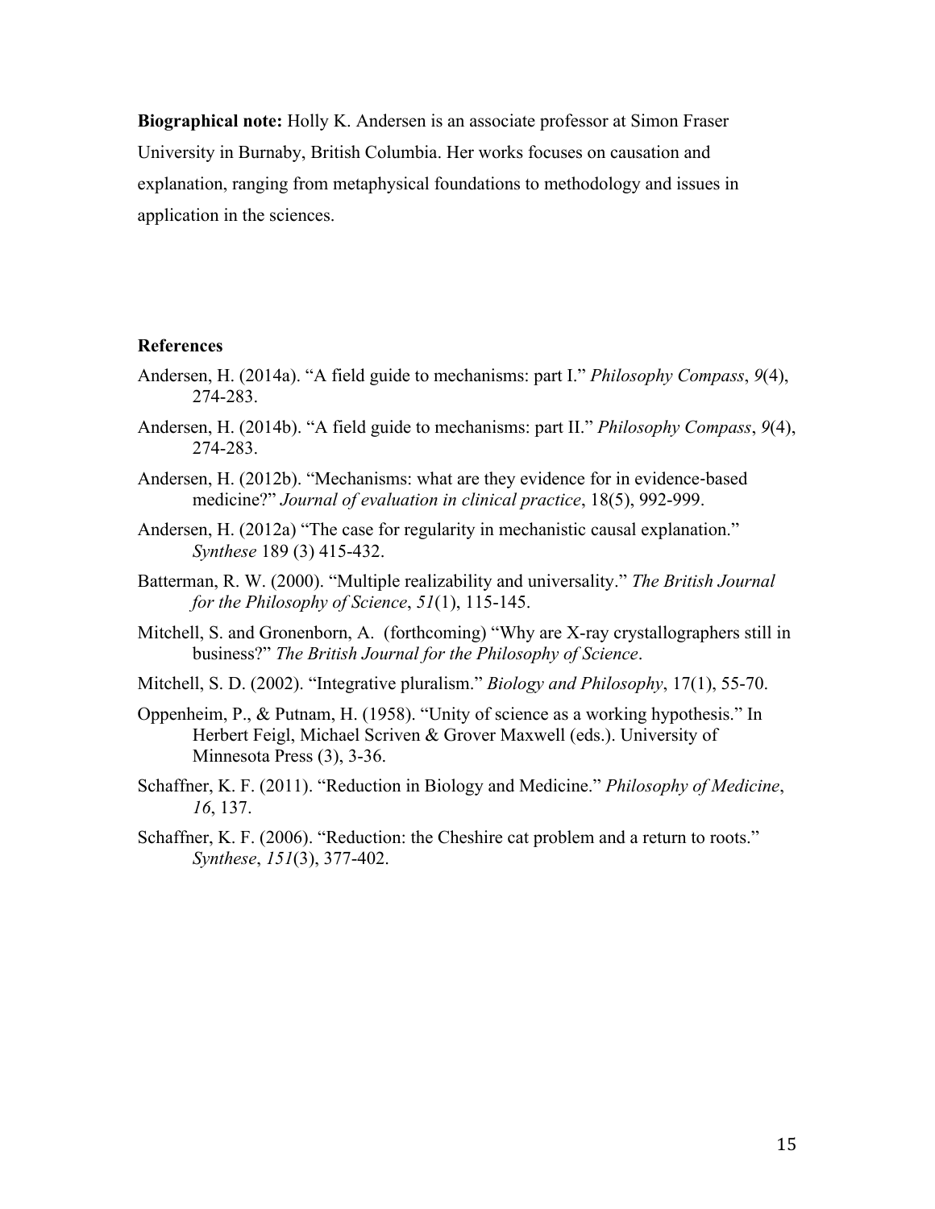**Biographical note:** Holly K. Andersen is an associate professor at Simon Fraser University in Burnaby, British Columbia. Her works focuses on causation and explanation, ranging from metaphysical foundations to methodology and issues in application in the sciences.

## References

Andersen, H. (2014a). "A field guide to mechanisms: part I." *Philosophy Compass*, *9*(4), 274-283.

Andersen, H. (2014b). "A field guide to mechanisms: part II." *Philosophy Compass*, *9*(4), 274-283.

Andersen, H. (2012b). "Mechanisms: what are they evidence for in evidence-based medicine?" *Journal of evaluation in clinical practice*, 18(5), 992-999.

Andersen, H. (2012a) "The case for regularity in mechanistic causal explanation." *Synthese* 189 (3) 415-432.

Batterman, R. W. (2000). "Multiple realizability and universality." *The British Journal for the Philosophy of Science*, *51*(1), 115-145.

Mitchell, S. and Gronenborn, A. (forthcoming) "Why are X-ray crystallographers still in business?" *The British Journal for the Philosophy of Science*.

Mitchell, S. D. (2002). "Integrative pluralism." *Biology and Philosophy*, 17(1), 55-70.

Oppenheim, P., & Putnam, H. (1958). "Unity of science as a working hypothesis." In Herbert Feigl, Michael Scriven & Grover Maxwell (eds.). University of Minnesota Press (3), 3-36.

Schaffner, K. F. (2011). "Reduction in Biology and Medicine." *Philosophy of Medicine*, *16*, 137.

Schaffner, K. F. (2006). "Reduction: the Cheshire cat problem and a return to roots." *Synthese*, *151*(3), 377-402.